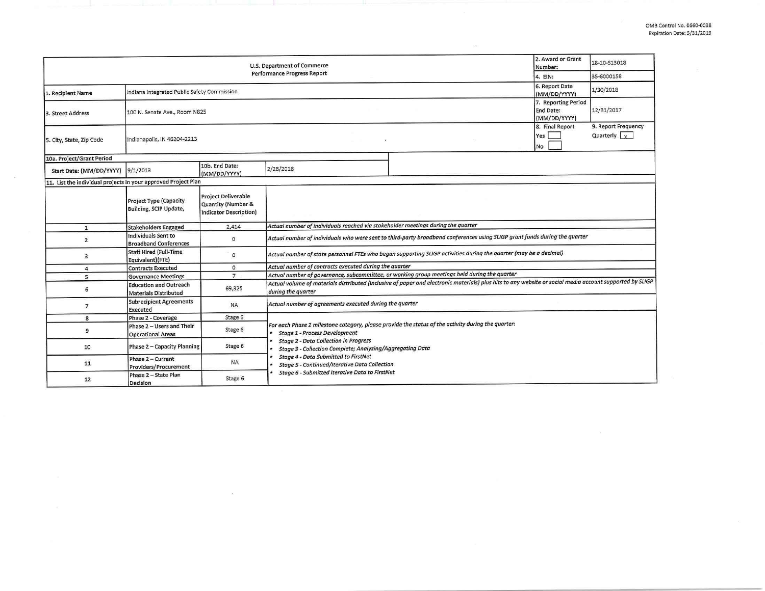OMB Control No. 0660-0038
Expiration Date: 5/31/2019

| U.S. Department of Commerce Performance Progress Report | | 2. Award or Grant Number: | 18-10-S13018 |
|---|---|---|---|
| | | 4. EIN: | 35-6000158 |
| 1. Recipient Name | Indiana Integrated Public Safety Commission | 6. Report Date (MM/DD/YYYY) | 1/30/2018 |
| 3. Street Address | 100 N. Senate Ave., Room N825 | 7. Reporting Period End Date: (MM/DD/YYYY) | 12/31/2017 |
| 5. City, State, Zip Code | Indianapolis, IN 46204-2213 | 8. Final Report Yes [ ] No [ ] | 9. Report Frequency Quarterly [x] |

10a. Project/Grant Period

| Start Date: (MM/DD/YYYY) | 9/1/2013 | 10b. End Date: (MM/DD/YYYY) | 2/28/2018 |
|---|---|---|---|

11. List the individual projects in your approved Project Plan

| | Project Type (Capacity Building, SCIP Update, | Project Deliverable Quantity (Number & Indicator Description) | |
|---|---|---|---|
| 1 | Stakeholders Engaged | 2,414 | *Actual number of individuals reached via stakeholder meetings during the quarter* |
| 2 | Individuals Sent to Broadband Conferences | 0 | *Actual number of individuals who were sent to third-party broadband conferences using SLIGP grant funds during the quarter* |
| 3 | Staff Hired (Full-Time Equivalent)(FTE) | 0 | *Actual number of state personnel FTEs who began supporting SLIGP activities during the quarter (may be a decimal)* |
| 4 | Contracts Executed | 0 | *Actual number of contracts executed during the quarter* |
| 5 | Governance Meetings | 7 | *Actual number of governance, subcommittee, or working group meetings held during the quarter* |
| 6 | Education and Outreach Materials Distributed | 69,325 | *Actual volume of materials distributed (inclusive of paper and electronic materials) plus hits to any website or social media account supported by SLIGP during the quarter* |
| 7 | Subrecipient Agreements Executed | NA | *Actual number of agreements executed during the quarter* |
| 8 | Phase 2 - Coverage | Stage 6 | *For each Phase 2 milestone category, please provide the status of the activity during the quarter:* • *Stage 1 - Process Development* • *Stage 2 - Data Collection in Progress* • *Stage 3 - Collection Complete; Analyzing/Aggregating Data* • *Stage 4 - Data Submitted to FirstNet* • *Stage 5 - Continued/Iterative Data Collection* • *Stage 6 - Submitted Iterative Data to FirstNet* |
| 9 | Phase 2 – Users and Their Operational Areas | Stage 6 | |
| 10 | Phase 2 – Capacity Planning | Stage 6 | |
| 11 | Phase 2 – Current Providers/Procurement | NA | |
| 12 | Phase 2 – State Plan Decision | Stage 6 | |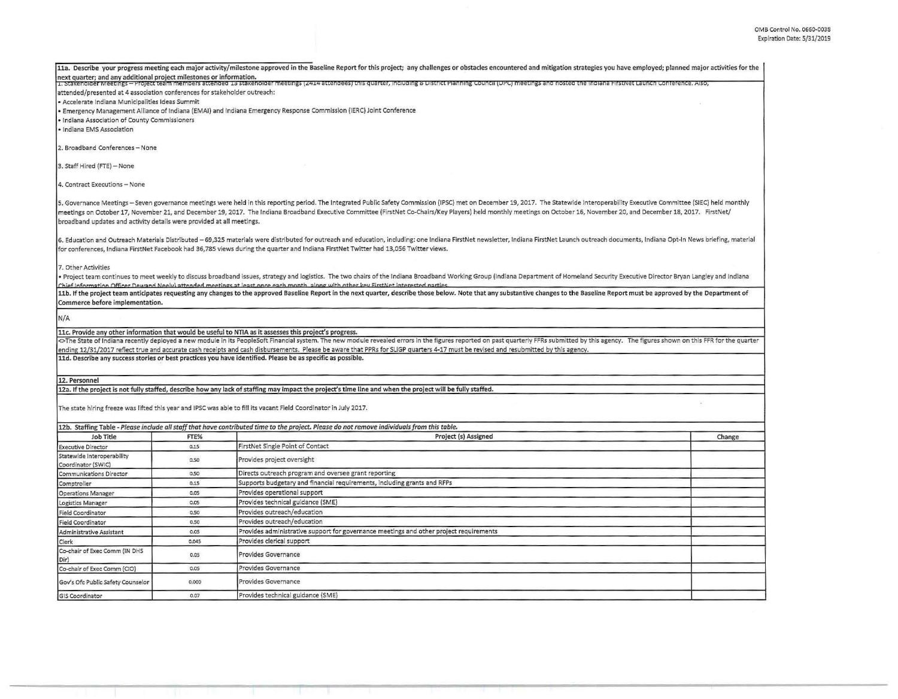**11a. Describe your progress meeting each major activity/milestone approved in the Baseline Report for this project; any challenges or obstacles encountered and mitigation strategies you have employed; planned major activities for the next quarter; and any additional project milestones or information.**

1. Stakeholder Meetings – Project team members attended 15 stakeholder meetings (2414 attendees) this quarter, including 8 District Planning Council (DPC) meetings and hosted the Indiana FirstNet Launch Conference. Also, attended/presented at 4 association conferences for stakeholder outreach:
- Accelerate Indiana Municipalities Ideas Summit
- Emergency Management Alliance of Indiana (EMAI) and Indiana Emergency Response Commission (IERC) Joint Conference
- Indiana Association of County Commissioners
- Indiana EMS Association

2. Broadband Conferences – None

3. Staff Hired (FTE) – None

4. Contract Executions – None

5. Governance Meetings – Seven governance meetings were held in this reporting period. The Integrated Public Safety Commission (IPSC) met on December 19, 2017. The Statewide Interoperability Executive Committee (SIEC) held monthly meetings on October 17, November 21, and December 19, 2017. The Indiana Broadband Executive Committee (FirstNet Co-Chairs/Key Players) held monthly meetings on October 16, November 20, and December 18, 2017. FirstNet/ broadband updates and activity details were provided at all meetings.

6. Education and Outreach Materials Distributed – 69,325 materials were distributed for outreach and education, including: one Indiana FirstNet newsletter, Indiana FirstNet Launch outreach documents, Indiana Opt-In News briefing, material for conferences, Indiana FirstNet Facebook had 36,785 views during the quarter and Indiana FirstNet Twitter had 13,056 Twitter views.

7. Other Activities
- Project team continues to meet weekly to discuss broadband issues, strategy and logistics. The two chairs of the Indiana Broadband Working Group (Indiana Department of Homeland Security Executive Director Bryan Langley and Indiana Chief Information Officer Dewand Neely) attended meetings at least once each month, along with other key FirstNet interested parties.

**11b. If the project team anticipates requesting any changes to the approved Baseline Report in the next quarter, describe those below. Note that any substantive changes to the Baseline Report must be approved by the Department of Commerce before implementation.**

N/A

**11c. Provide any other information that would be useful to NTIA as it assesses this project's progress.**

<>The State of Indiana recently deployed a new module in its PeopleSoft Financial system. The new module revealed errors in the figures reported on past quarterly FFRs submitted by this agency. The figures shown on this FFR for the quarter ending 12/31/2017 reflect true and accurate cash receipts and cash disbursements. Please be aware that PPRs for SLIGP quarters 4-17 must be revised and resubmitted by this agency.

**11d. Describe any success stories or best practices you have identified. Please be as specific as possible.**

**12. Personnel**

**12a. If the project is not fully staffed, describe how any lack of staffing may impact the project's time line and when the project will be fully staffed.**

The state hiring freeze was lifted this year and IPSC was able to fill its vacant Field Coordinator in July 2017.

**12b. Staffing Table** - *Please include all staff that have contributed time to the project. Please do not remove individuals from this table.*

| Job Title | FTE% | Project (s) Assigned | Change |
|---|---|---|---|
| Executive Director | 0.15 | FirstNet Single Point of Contact | |
| Statewide Interoperability Coordinator (SWIC) | 0.50 | Provides project oversight | |
| Communications Director | 0.50 | Directs outreach program and oversee grant reporting | |
| Comptroller | 0.15 | Supports budgetary and financial requirements, including grants and RFPs | |
| Operations Manager | 0.05 | Provides operational support | |
| Logistics Manager | 0.05 | Provides technical guidance (SME) | |
| Field Coordinator | 0.50 | Provides outreach/education | |
| Field Coordinator | 0.50 | Provides outreach/education | |
| Administrative Assistant | 0.05 | Provides administrative support for governance meetings and other project requirements | |
| Clerk | 0.045 | Provides clerical support | |
| Co-chair of Exec Comm (IN DHS Dir) | 0.05 | Provides Governance | |
| Co-chair of Exec Comm (CIO) | 0.05 | Provides Governance | |
| Gov's Ofc Public Safety Counselor | 0.000 | Provides Governance | |
| GIS Coordinator | 0.07 | Provides technical guidance (SME) | |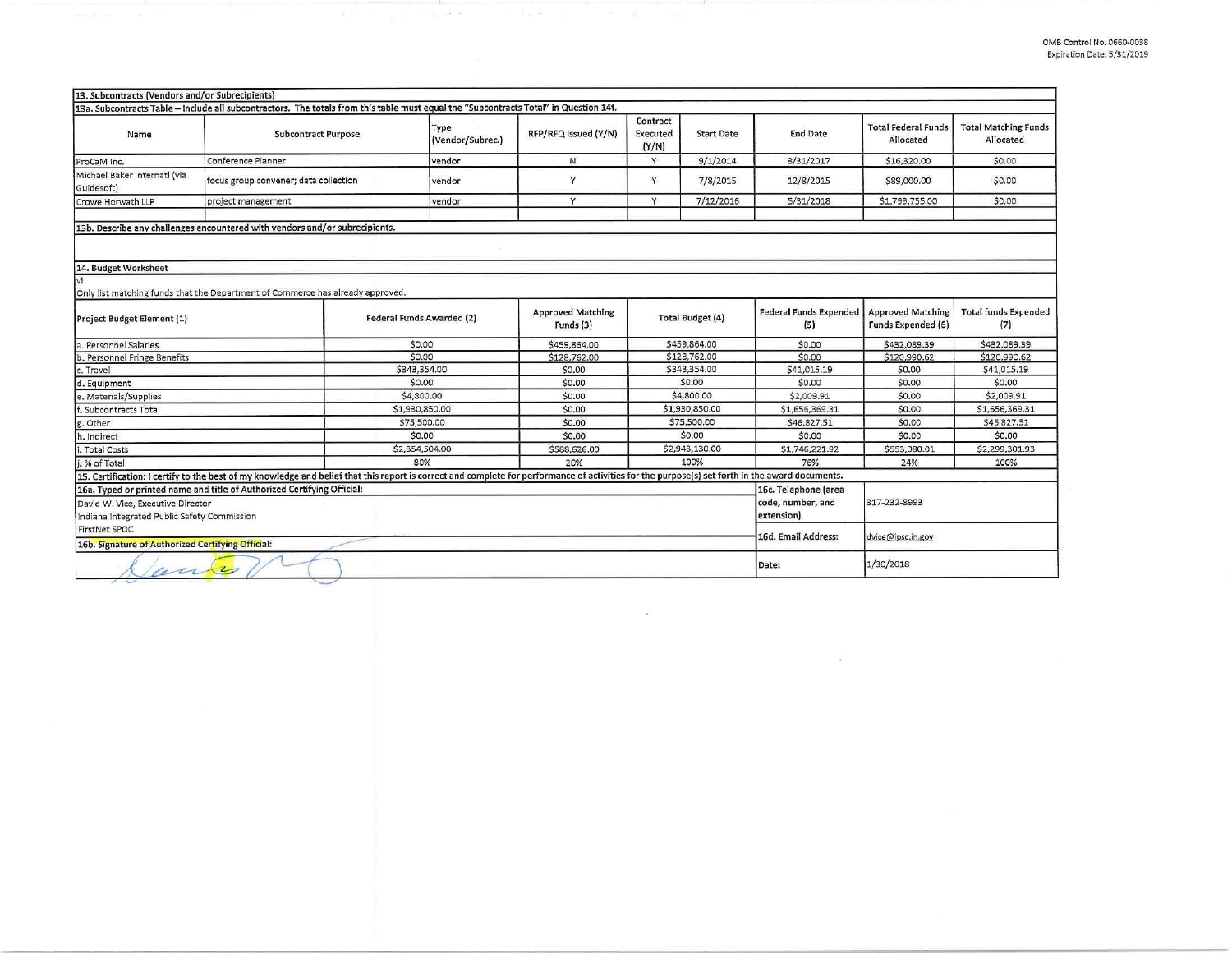OMB Control No. 0660-0038
Expiration Date: 5/31/2019

## 13. Subcontracts (Vendors and/or Subrecipients)

**13a. Subcontracts Table – Include all subcontractors. The totals from this table must equal the "Subcontracts Total" in Question 14f.**

| Name | Subcontract Purpose | Type (Vendor/Subrec.) | RFP/RFQ Issued (Y/N) | Contract Executed (Y/N) | Start Date | End Date | Total Federal Funds Allocated | Total Matching Funds Allocated |
|---|---|---|---|---|---|---|---|---|
| ProCaM Inc. | Conference Planner | vendor | N | Y | 9/1/2014 | 8/31/2017 | $16,320.00 | $0.00 |
| Michael Baker Internatl (via Guidesoft) | focus group convener; data collection | vendor | Y | Y | 7/8/2015 | 12/8/2015 | $89,000.00 | $0.00 |
| Crowe Horwath LLP | project management | vendor | Y | Y | 7/12/2016 | 5/31/2018 | $1,799,755.00 | $0.00 |
| | | | | | | | | |

**13b. Describe any challenges encountered with vendors and/or subrecipients.**

## 14. Budget Worksheet

vi

Only list matching funds that the Department of Commerce has already approved.

| Project Budget Element (1) | Federal Funds Awarded (2) | Approved Matching Funds (3) | Total Budget (4) | Federal Funds Expended (5) | Approved Matching Funds Expended (6) | Total funds Expended (7) |
|---|---|---|---|---|---|---|
| a. Personnel Salaries | $0.00 | $459,864.00 | $459,864.00 | $0.00 | $432,089.39 | $432,089.39 |
| b. Personnel Fringe Benefits | $0.00 | $128,762.00 | $128,762.00 | $0.00 | $120,990.62 | $120,990.62 |
| c. Travel | $343,354.00 | $0.00 | $343,354.00 | $41,015.19 | $0.00 | $41,015.19 |
| d. Equipment | $0.00 | $0.00 | $0.00 | $0.00 | $0.00 | $0.00 |
| e. Materials/Supplies | $4,800.00 | $0.00 | $4,800.00 | $2,009.91 | $0.00 | $2,009.91 |
| f. Subcontracts Total | $1,930,850.00 | $0.00 | $1,930,850.00 | $1,656,369.31 | $0.00 | $1,656,369.31 |
| g. Other | $75,500.00 | $0.00 | $75,500.00 | $46,827.51 | $0.00 | $46,827.51 |
| h. Indirect | $0.00 | $0.00 | $0.00 | $0.00 | $0.00 | $0.00 |
| i. Total Costs | $2,354,504.00 | $588,626.00 | $2,943,130.00 | $1,746,221.92 | $553,080.01 | $2,299,301.93 |
| j. % of Total | 80% | 20% | 100% | 76% | 24% | 100% |

**15. Certification: I certify to the best of my knowledge and belief that this report is correct and complete for performance of activities for the purpose(s) set forth in the award documents.**

| **16a. Typed or printed name and title of Authorized Certifying Official:** | **16c. Telephone (area code, number, and extension)** | 317-232-8993 |
|---|---|---|
| David W. Vice, Executive Director<br>Indiana Integrated Public Safety Commission<br>FirstNet SPOC | **16d. Email Address:** | dvice@ipsc.in.gov |
| **16b. Signature of Authorized Certifying Official:** | | |
| [Signature] | **Date:** | 1/30/2018 |